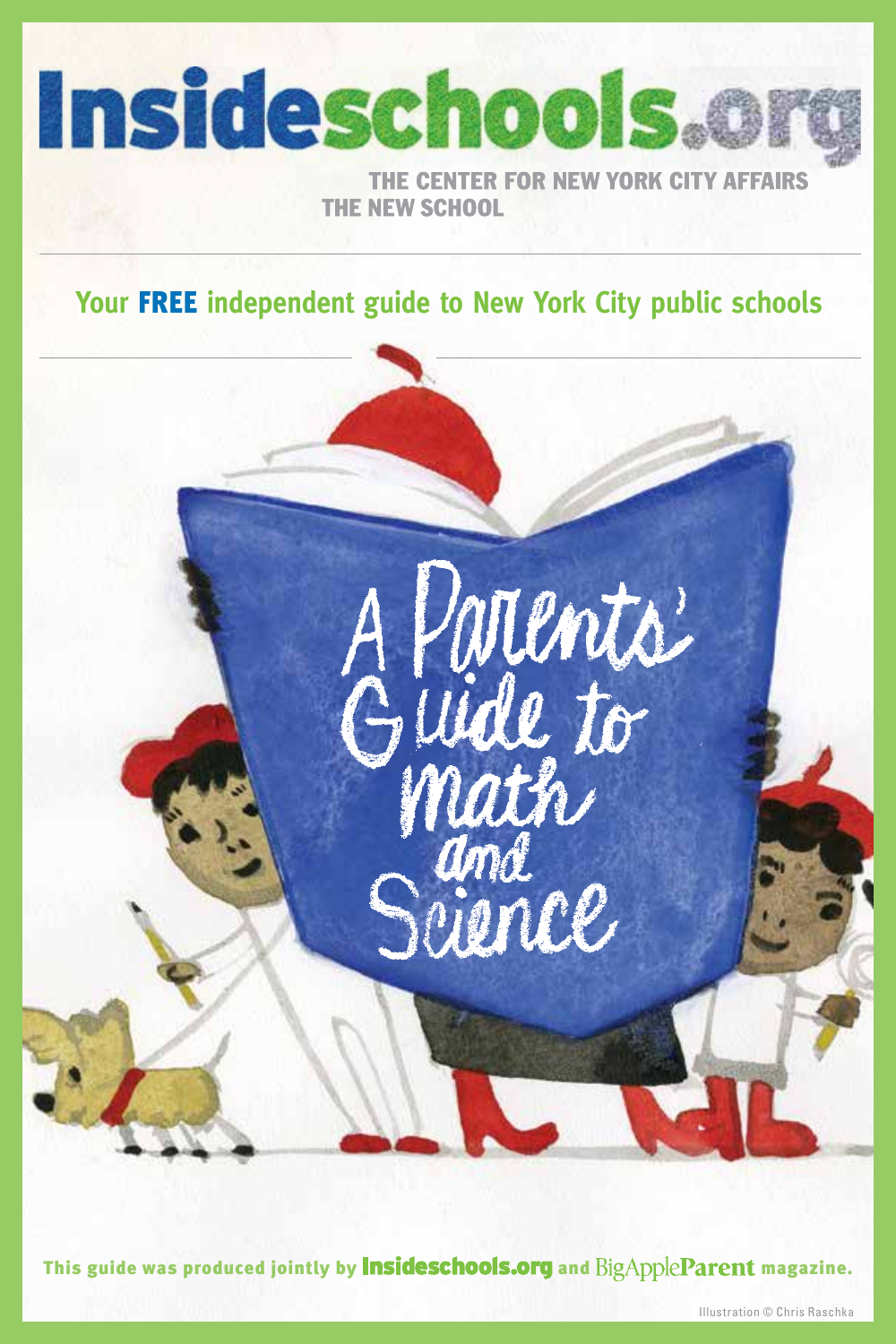# Insideschools.org

THE CENTER FOR NEW YORK CITY AFFAIRS
THE NEW SCHOOL

Your **FREE** independent guide to New York City public schools

# A Parents' Guide to math and Science

This guide was produced jointly by **Insideschools.org** and BigAppleParent magazine.

Illustration © Chris Raschka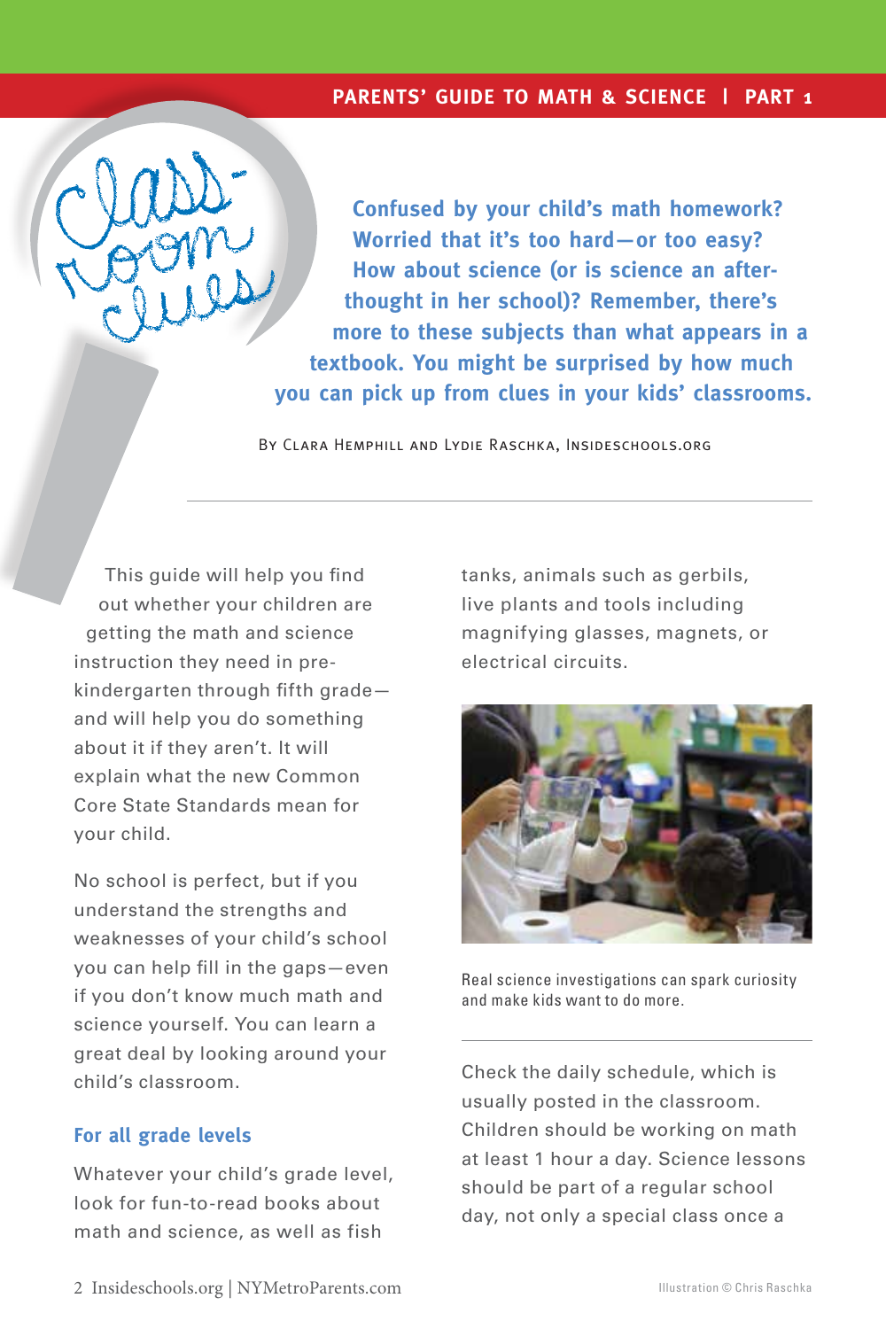# Classroom clues

**Confused by your child's math homework? Worried that it's too hard—or too easy? How about science (or is science an afterthought in her school)? Remember, there's more to these subjects than what appears in a textbook. You might be surprised by how much you can pick up from clues in your kids' classrooms.**

By Clara Hemphill and Lydie Raschka, Insideschools.org

This guide will help you find out whether your children are getting the math and science instruction they need in pre-kindergarten through fifth grade—and will help you do something about it if they aren't. It will explain what the new Common Core State Standards mean for your child.

No school is perfect, but if you understand the strengths and weaknesses of your child's school you can help fill in the gaps—even if you don't know much math and science yourself. You can learn a great deal by looking around your child's classroom.

## For all grade levels

Whatever your child's grade level, look for fun-to-read books about math and science, as well as fish tanks, animals such as gerbils, live plants and tools including magnifying glasses, magnets, or electrical circuits.

Real science investigations can spark curiosity and make kids want to do more.

Check the daily schedule, which is usually posted in the classroom. Children should be working on math at least 1 hour a day. Science lessons should be part of a regular school day, not only a special class once a

Illustration © Chris Raschka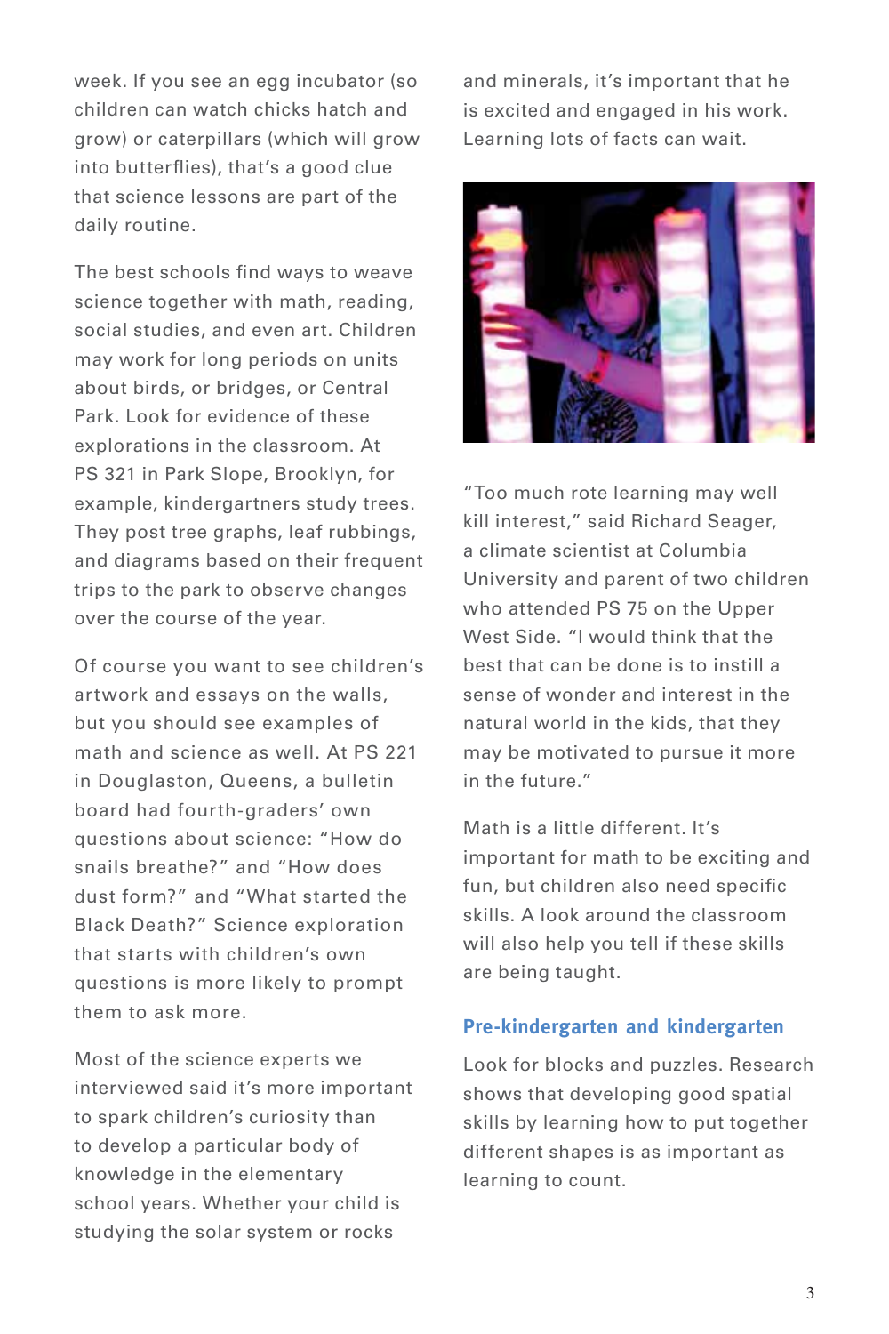week. If you see an egg incubator (so children can watch chicks hatch and grow) or caterpillars (which will grow into butterflies), that's a good clue that science lessons are part of the daily routine.

The best schools find ways to weave science together with math, reading, social studies, and even art. Children may work for long periods on units about birds, or bridges, or Central Park. Look for evidence of these explorations in the classroom. At PS 321 in Park Slope, Brooklyn, for example, kindergartners study trees. They post tree graphs, leaf rubbings, and diagrams based on their frequent trips to the park to observe changes over the course of the year.

Of course you want to see children's artwork and essays on the walls, but you should see examples of math and science as well. At PS 221 in Douglaston, Queens, a bulletin board had fourth-graders' own questions about science: "How do snails breathe?" and "How does dust form?" and "What started the Black Death?" Science exploration that starts with children's own questions is more likely to prompt them to ask more.

Most of the science experts we interviewed said it's more important to spark children's curiosity than to develop a particular body of knowledge in the elementary school years. Whether your child is studying the solar system or rocks and minerals, it's important that he is excited and engaged in his work. Learning lots of facts can wait.

"Too much rote learning may well kill interest," said Richard Seager, a climate scientist at Columbia University and parent of two children who attended PS 75 on the Upper West Side. "I would think that the best that can be done is to instill a sense of wonder and interest in the natural world in the kids, that they may be motivated to pursue it more in the future."

Math is a little different. It's important for math to be exciting and fun, but children also need specific skills. A look around the classroom will also help you tell if these skills are being taught.

### Pre-kindergarten and kindergarten

Look for blocks and puzzles. Research shows that developing good spatial skills by learning how to put together different shapes is as important as learning to count.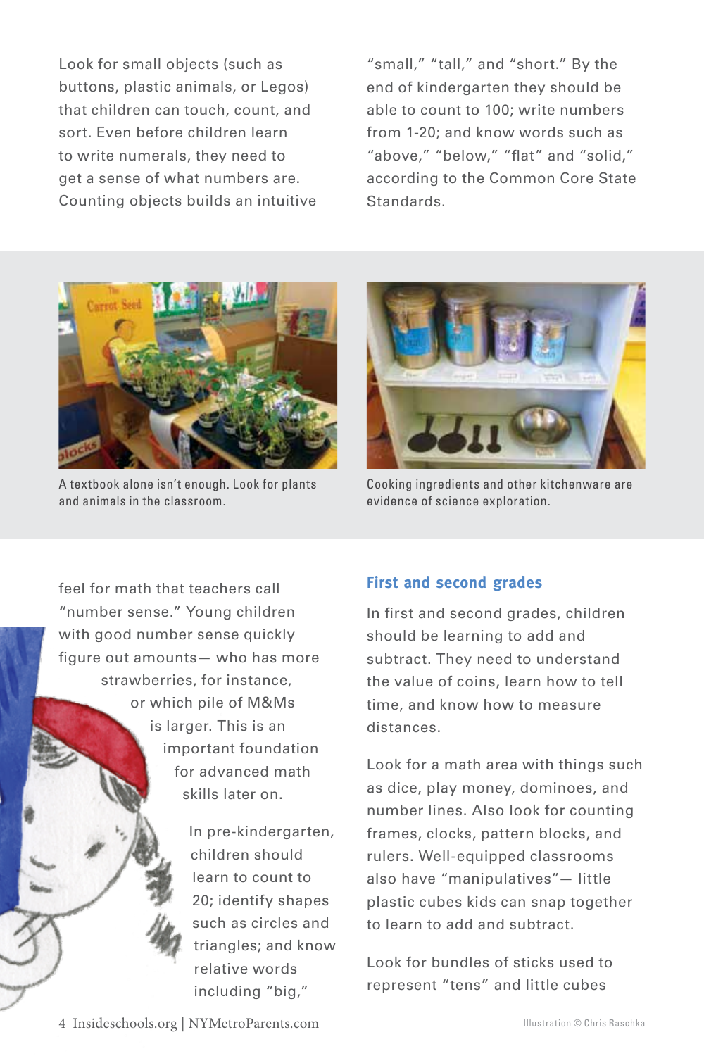Look for small objects (such as buttons, plastic animals, or Legos) that children can touch, count, and sort. Even before children learn to write numerals, they need to get a sense of what numbers are. Counting objects builds an intuitive feel for math that teachers call "number sense." Young children with good number sense quickly figure out amounts— who has more strawberries, for instance, or which pile of M&Ms is larger. This is an important foundation for advanced math skills later on.

In pre-kindergarten, children should learn to count to 20; identify shapes such as circles and triangles; and know relative words including "big," "small," "tall," and "short." By the end of kindergarten they should be able to count to 100; write numbers from 1-20; and know words such as "above," "below," "flat" and "solid," according to the Common Core State Standards.

A textbook alone isn't enough. Look for plants and animals in the classroom.

Cooking ingredients and other kitchenware are evidence of science exploration.

### First and second grades

In first and second grades, children should be learning to add and subtract. They need to understand the value of coins, learn how to tell time, and know how to measure distances.

Look for a math area with things such as dice, play money, dominoes, and number lines. Also look for counting frames, clocks, pattern blocks, and rulers. Well-equipped classrooms also have "manipulatives"— little plastic cubes kids can snap together to learn to add and subtract.

Look for bundles of sticks used to represent "tens" and little cubes

Illustration © Chris Raschka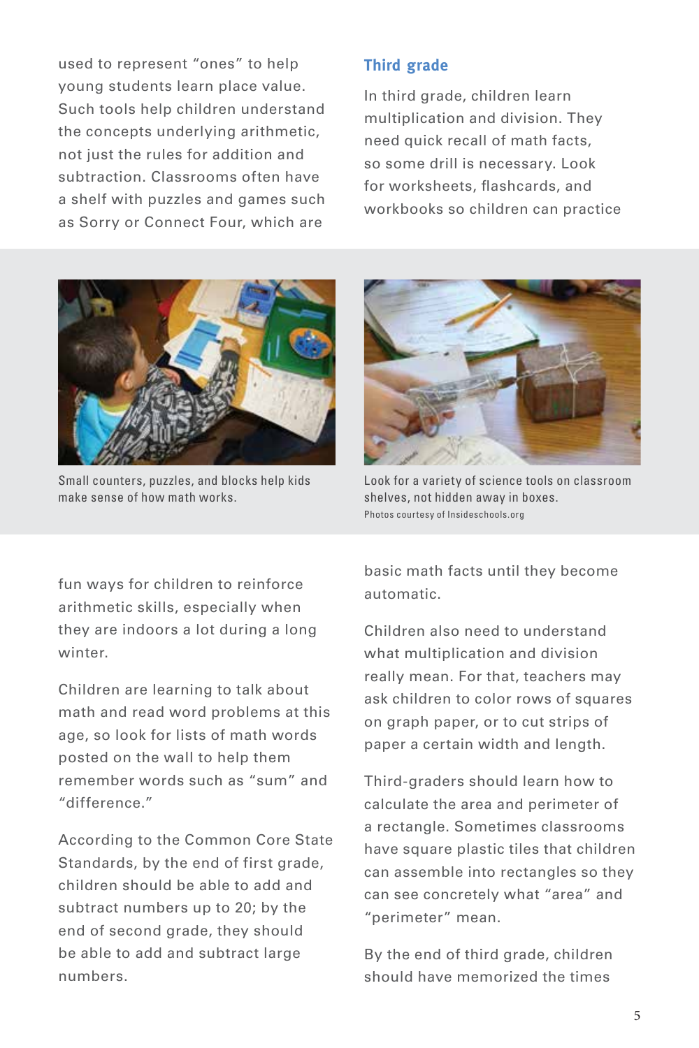used to represent "ones" to help young students learn place value. Such tools help children understand the concepts underlying arithmetic, not just the rules for addition and subtraction. Classrooms often have a shelf with puzzles and games such as Sorry or Connect Four, which are fun ways for children to reinforce arithmetic skills, especially when they are indoors a lot during a long winter.

Children are learning to talk about math and read word problems at this age, so look for lists of math words posted on the wall to help them remember words such as "sum" and "difference."

According to the Common Core State Standards, by the end of first grade, children should be able to add and subtract numbers up to 20; by the end of second grade, they should be able to add and subtract large numbers.

Small counters, puzzles, and blocks help kids make sense of how math works.

Look for a variety of science tools on classroom shelves, not hidden away in boxes.

Photos courtesy of Insideschools.org

### Third grade

In third grade, children learn multiplication and division. They need quick recall of math facts, so some drill is necessary. Look for worksheets, flashcards, and workbooks so children can practice basic math facts until they become automatic.

Children also need to understand what multiplication and division really mean. For that, teachers may ask children to color rows of squares on graph paper, or to cut strips of paper a certain width and length.

Third-graders should learn how to calculate the area and perimeter of a rectangle. Sometimes classrooms have square plastic tiles that children can assemble into rectangles so they can see concretely what "area" and "perimeter" mean.

By the end of third grade, children should have memorized the times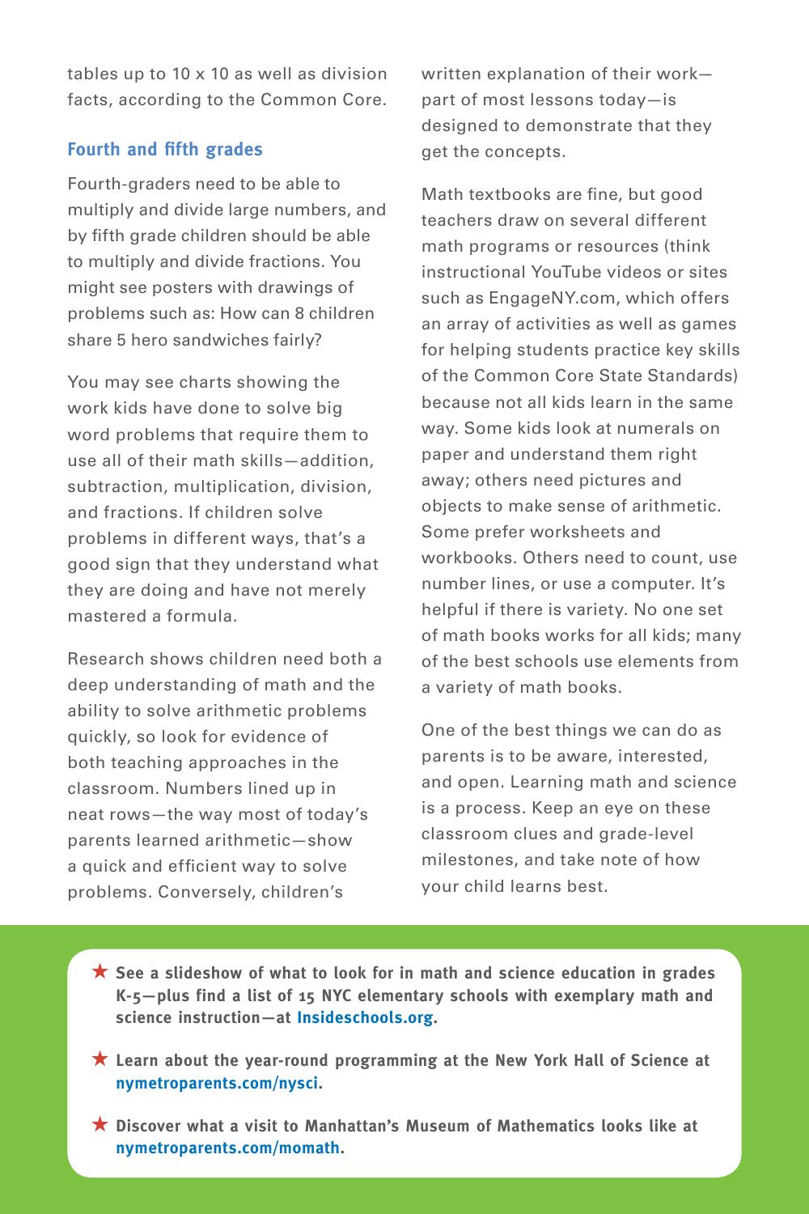tables up to 10 x 10 as well as division facts, according to the Common Core.

### Fourth and fifth grades

Fourth-graders need to be able to multiply and divide large numbers, and by fifth grade children should be able to multiply and divide fractions. You might see posters with drawings of problems such as: How can 8 children share 5 hero sandwiches fairly?

You may see charts showing the work kids have done to solve big word problems that require them to use all of their math skills—addition, subtraction, multiplication, division, and fractions. If children solve problems in different ways, that's a good sign that they understand what they are doing and have not merely mastered a formula.

Research shows children need both a deep understanding of math and the ability to solve arithmetic problems quickly, so look for evidence of both teaching approaches in the classroom. Numbers lined up in neat rows—the way most of today's parents learned arithmetic—show a quick and efficient way to solve problems. Conversely, children's written explanation of their work—part of most lessons today—is designed to demonstrate that they get the concepts.

Math textbooks are fine, but good teachers draw on several different math programs or resources (think instructional YouTube videos or sites such as EngageNY.com, which offers an array of activities as well as games for helping students practice key skills of the Common Core State Standards) because not all kids learn in the same way. Some kids look at numerals on paper and understand them right away; others need pictures and objects to make sense of arithmetic. Some prefer worksheets and workbooks. Others need to count, use number lines, or use a computer. It's helpful if there is variety. No one set of math books works for all kids; many of the best schools use elements from a variety of math books.

One of the best things we can do as parents is to be aware, interested, and open. Learning math and science is a process. Keep an eye on these classroom clues and grade-level milestones, and take note of how your child learns best.

- ★ **See a slideshow of what to look for in math and science education in grades K-5—plus find a list of 15 NYC elementary schools with exemplary math and science instruction—at Insideschools.org.**
- ★ **Learn about the year-round programming at the New York Hall of Science at nymetroparents.com/nysci.**
- ★ **Discover what a visit to Manhattan's Museum of Mathematics looks like at nymetroparents.com/momath.**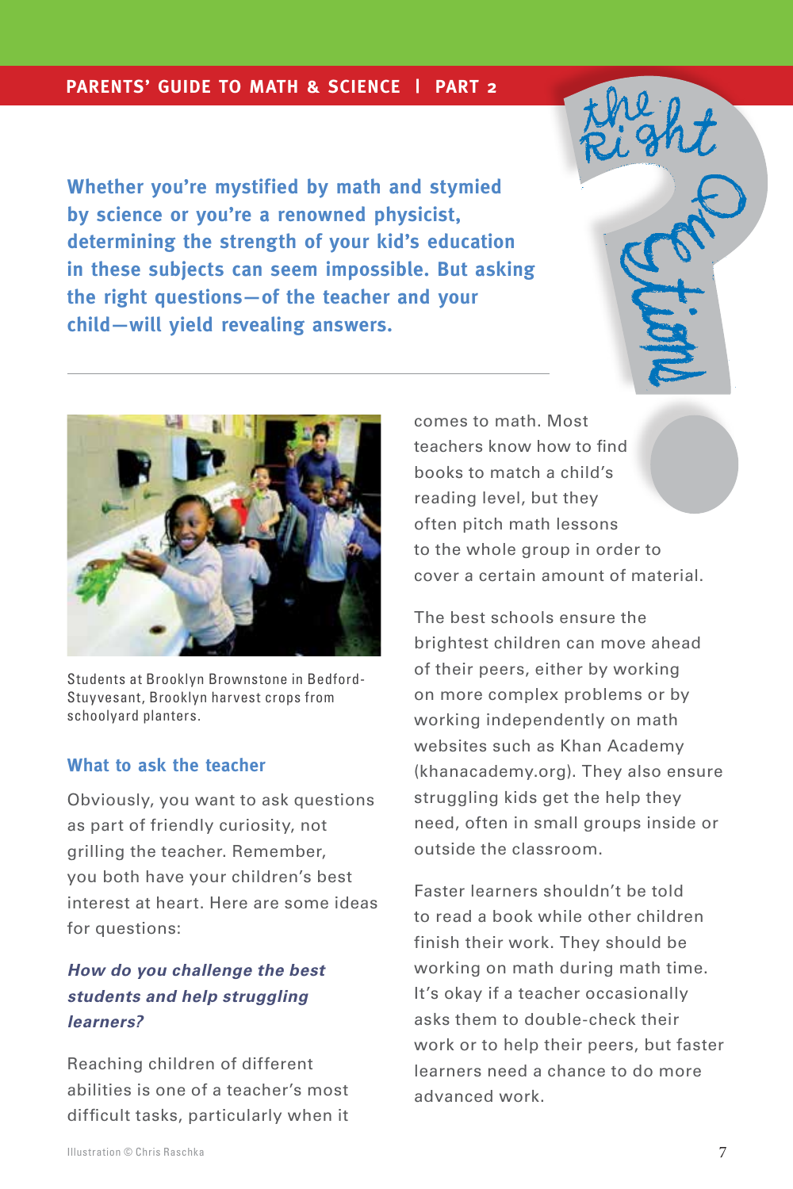# The Right Questions

**Whether you're mystified by math and stymied by science or you're a renowned physicist, determining the strength of your kid's education in these subjects can seem impossible. But asking the right questions—of the teacher and your child—will yield revealing answers.**

Students at Brooklyn Brownstone in Bedford-Stuyvesant, Brooklyn harvest crops from schoolyard planters.

## What to ask the teacher

Obviously, you want to ask questions as part of friendly curiosity, not grilling the teacher. Remember, you both have your children's best interest at heart. Here are some ideas for questions:

### *How do you challenge the best students and help struggling learners?*

Reaching children of different abilities is one of a teacher's most difficult tasks, particularly when it comes to math. Most teachers know how to find books to match a child's reading level, but they often pitch math lessons to the whole group in order to cover a certain amount of material.

The best schools ensure the brightest children can move ahead of their peers, either by working on more complex problems or by working independently on math websites such as Khan Academy (khanacademy.org). They also ensure struggling kids get the help they need, often in small groups inside or outside the classroom.

Faster learners shouldn't be told to read a book while other children finish their work. They should be working on math during math time. It's okay if a teacher occasionally asks them to double-check their work or to help their peers, but faster learners need a chance to do more advanced work.

Illustration © Chris Raschka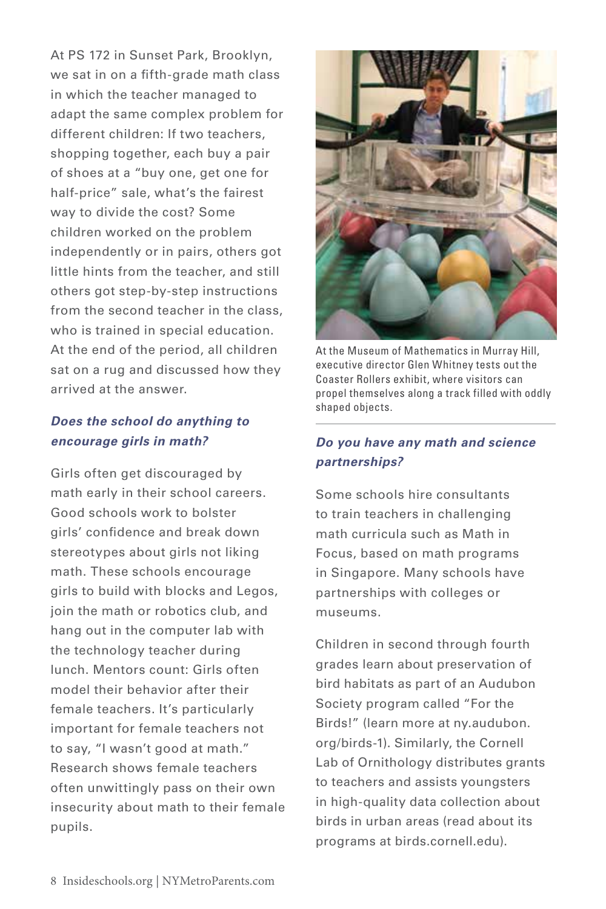At PS 172 in Sunset Park, Brooklyn, we sat in on a fifth-grade math class in which the teacher managed to adapt the same complex problem for different children: If two teachers, shopping together, each buy a pair of shoes at a "buy one, get one for half-price" sale, what's the fairest way to divide the cost? Some children worked on the problem independently or in pairs, others got little hints from the teacher, and still others got step-by-step instructions from the second teacher in the class, who is trained in special education. At the end of the period, all children sat on a rug and discussed how they arrived at the answer.

### *Does the school do anything to encourage girls in math?*

Girls often get discouraged by math early in their school careers. Good schools work to bolster girls' confidence and break down stereotypes about girls not liking math. These schools encourage girls to build with blocks and Legos, join the math or robotics club, and hang out in the computer lab with the technology teacher during lunch. Mentors count: Girls often model their behavior after their female teachers. It's particularly important for female teachers not to say, "I wasn't good at math." Research shows female teachers often unwittingly pass on their own insecurity about math to their female pupils.

At the Museum of Mathematics in Murray Hill, executive director Glen Whitney tests out the Coaster Rollers exhibit, where visitors can propel themselves along a track filled with oddly shaped objects.

### *Do you have any math and science partnerships?*

Some schools hire consultants to train teachers in challenging math curricula such as Math in Focus, based on math programs in Singapore. Many schools have partnerships with colleges or museums.

Children in second through fourth grades learn about preservation of bird habitats as part of an Audubon Society program called "For the Birds!" (learn more at ny.audubon.org/birds-1). Similarly, the Cornell Lab of Ornithology distributes grants to teachers and assists youngsters in high-quality data collection about birds in urban areas (read about its programs at birds.cornell.edu).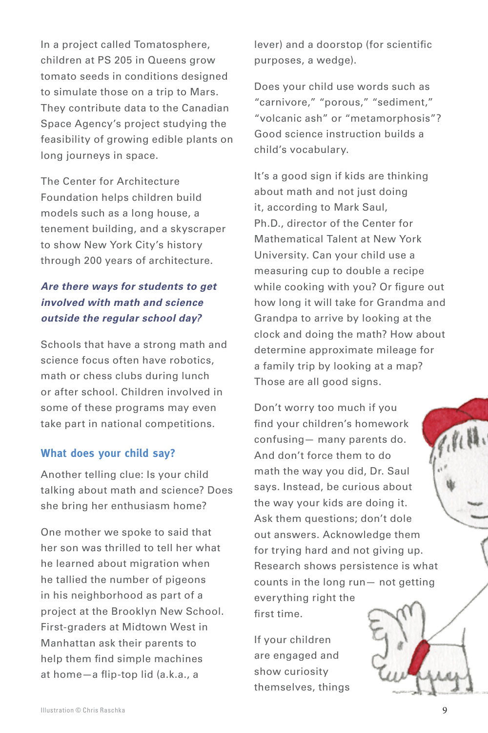In a project called Tomatosphere, children at PS 205 in Queens grow tomato seeds in conditions designed to simulate those on a trip to Mars. They contribute data to the Canadian Space Agency's project studying the feasibility of growing edible plants on long journeys in space.

The Center for Architecture Foundation helps children build models such as a long house, a tenement building, and a skyscraper to show New York City's history through 200 years of architecture.

***Are there ways for students to get involved with math and science outside the regular school day?***

Schools that have a strong math and science focus often have robotics, math or chess clubs during lunch or after school. Children involved in some of these programs may even take part in national competitions.

### What does your child say?

Another telling clue: Is your child talking about math and science? Does she bring her enthusiasm home?

One mother we spoke to said that her son was thrilled to tell her what he learned about migration when he tallied the number of pigeons in his neighborhood as part of a project at the Brooklyn New School. First-graders at Midtown West in Manhattan ask their parents to help them find simple machines at home—a flip-top lid (a.k.a., a lever) and a doorstop (for scientific purposes, a wedge).

Does your child use words such as "carnivore," "porous," "sediment," "volcanic ash" or "metamorphosis"? Good science instruction builds a child's vocabulary.

It's a good sign if kids are thinking about math and not just doing it, according to Mark Saul, Ph.D., director of the Center for Mathematical Talent at New York University. Can your child use a measuring cup to double a recipe while cooking with you? Or figure out how long it will take for Grandma and Grandpa to arrive by looking at the clock and doing the math? How about determine approximate mileage for a family trip by looking at a map? Those are all good signs.

Don't worry too much if you find your children's homework confusing— many parents do. And don't force them to do math the way you did, Dr. Saul says. Instead, be curious about the way your kids are doing it. Ask them questions; don't dole out answers. Acknowledge them for trying hard and not giving up. Research shows persistence is what counts in the long run— not getting everything right the first time.

If your children are engaged and show curiosity themselves, things

Illustration © Chris Raschka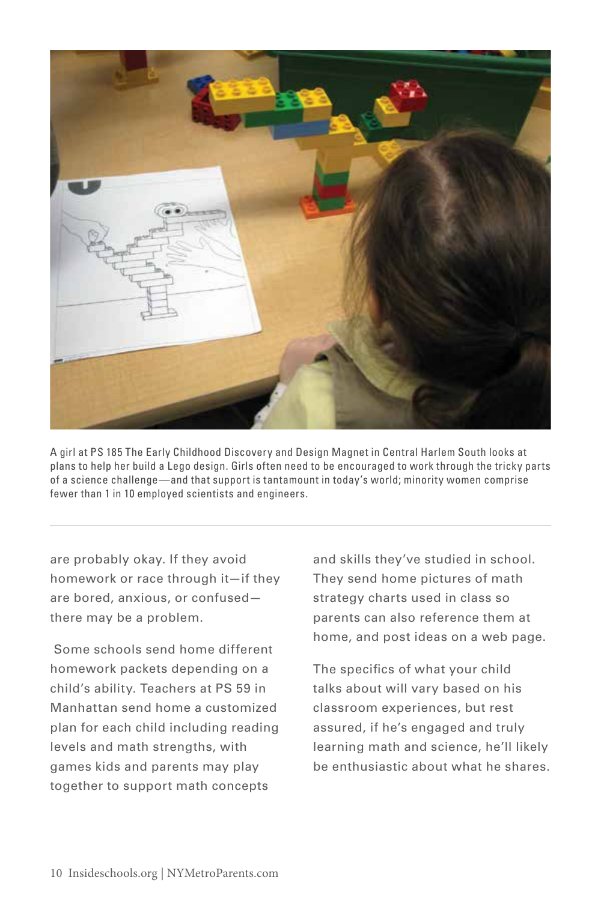A girl at PS 185 The Early Childhood Discovery and Design Magnet in Central Harlem South looks at plans to help her build a Lego design. Girls often need to be encouraged to work through the tricky parts of a science challenge—and that support is tantamount in today's world; minority women comprise fewer than 1 in 10 employed scientists and engineers.

are probably okay. If they avoid homework or race through it—if they are bored, anxious, or confused—there may be a problem.

Some schools send home different homework packets depending on a child's ability. Teachers at PS 59 in Manhattan send home a customized plan for each child including reading levels and math strengths, with games kids and parents may play together to support math concepts and skills they've studied in school. They send home pictures of math strategy charts used in class so parents can also reference them at home, and post ideas on a web page.

The specifics of what your child talks about will vary based on his classroom experiences, but rest assured, if he's engaged and truly learning math and science, he'll likely be enthusiastic about what he shares.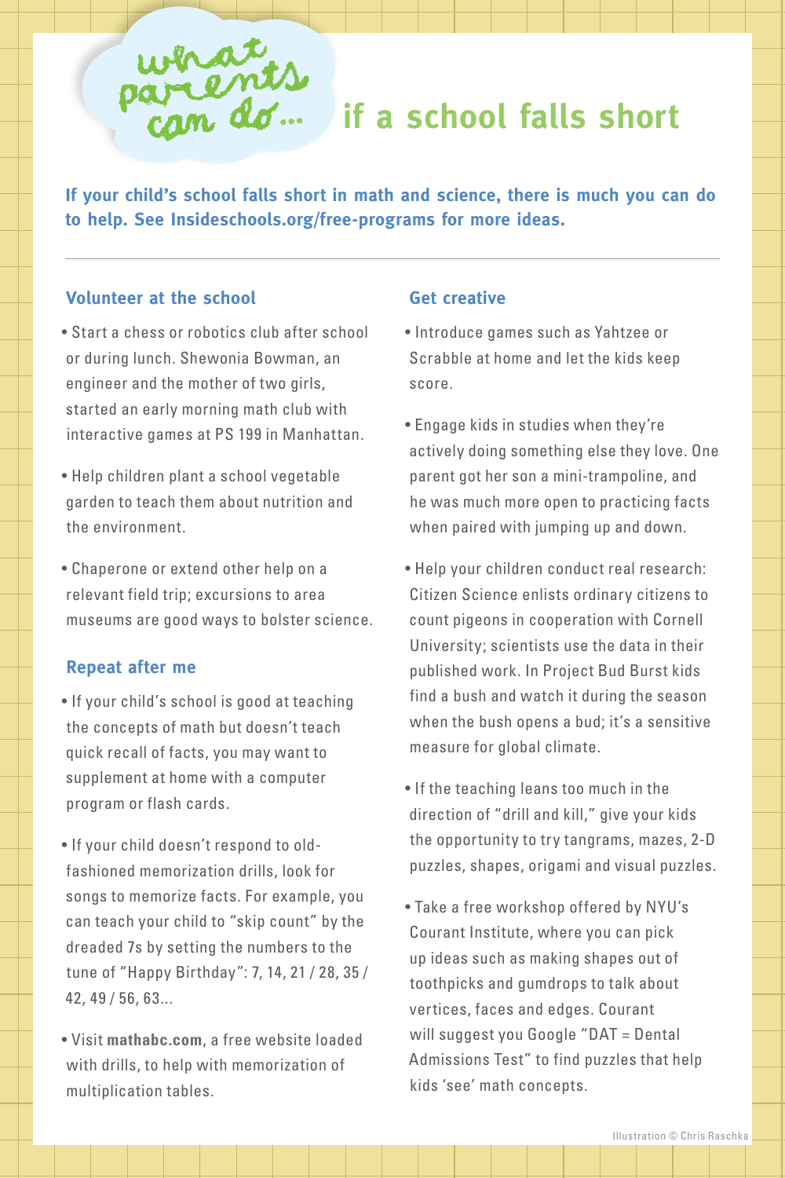# what parents can do... if a school falls short

**If your child's school falls short in math and science, there is much you can do to help. See Insideschools.org/free-programs for more ideas.**

---

## Volunteer at the school

- Start a chess or robotics club after school or during lunch. Shewonia Bowman, an engineer and the mother of two girls, started an early morning math club with interactive games at PS 199 in Manhattan.
- Help children plant a school vegetable garden to teach them about nutrition and the environment.
- Chaperone or extend other help on a relevant field trip; excursions to area museums are good ways to bolster science.

## Repeat after me

- If your child's school is good at teaching the concepts of math but doesn't teach quick recall of facts, you may want to supplement at home with a computer program or flash cards.
- If your child doesn't respond to old-fashioned memorization drills, look for songs to memorize facts. For example, you can teach your child to "skip count" by the dreaded 7s by setting the numbers to the tune of "Happy Birthday": 7, 14, 21 / 28, 35 / 42, 49 / 56, 63...
- Visit **mathabc.com**, a free website loaded with drills, to help with memorization of multiplication tables.

## Get creative

- Introduce games such as Yahtzee or Scrabble at home and let the kids keep score.
- Engage kids in studies when they're actively doing something else they love. One parent got her son a mini-trampoline, and he was much more open to practicing facts when paired with jumping up and down.
- Help your children conduct real research: Citizen Science enlists ordinary citizens to count pigeons in cooperation with Cornell University; scientists use the data in their published work. In Project Bud Burst kids find a bush and watch it during the season when the bush opens a bud; it's a sensitive measure for global climate.
- If the teaching leans too much in the direction of "drill and kill," give your kids the opportunity to try tangrams, mazes, 2-D puzzles, shapes, origami and visual puzzles.
- Take a free workshop offered by NYU's Courant Institute, where you can pick up ideas such as making shapes out of toothpicks and gumdrops to talk about vertices, faces and edges. Courant will suggest you Google "DAT = Dental Admissions Test" to find puzzles that help kids 'see' math concepts.

Illustration © Chris Raschka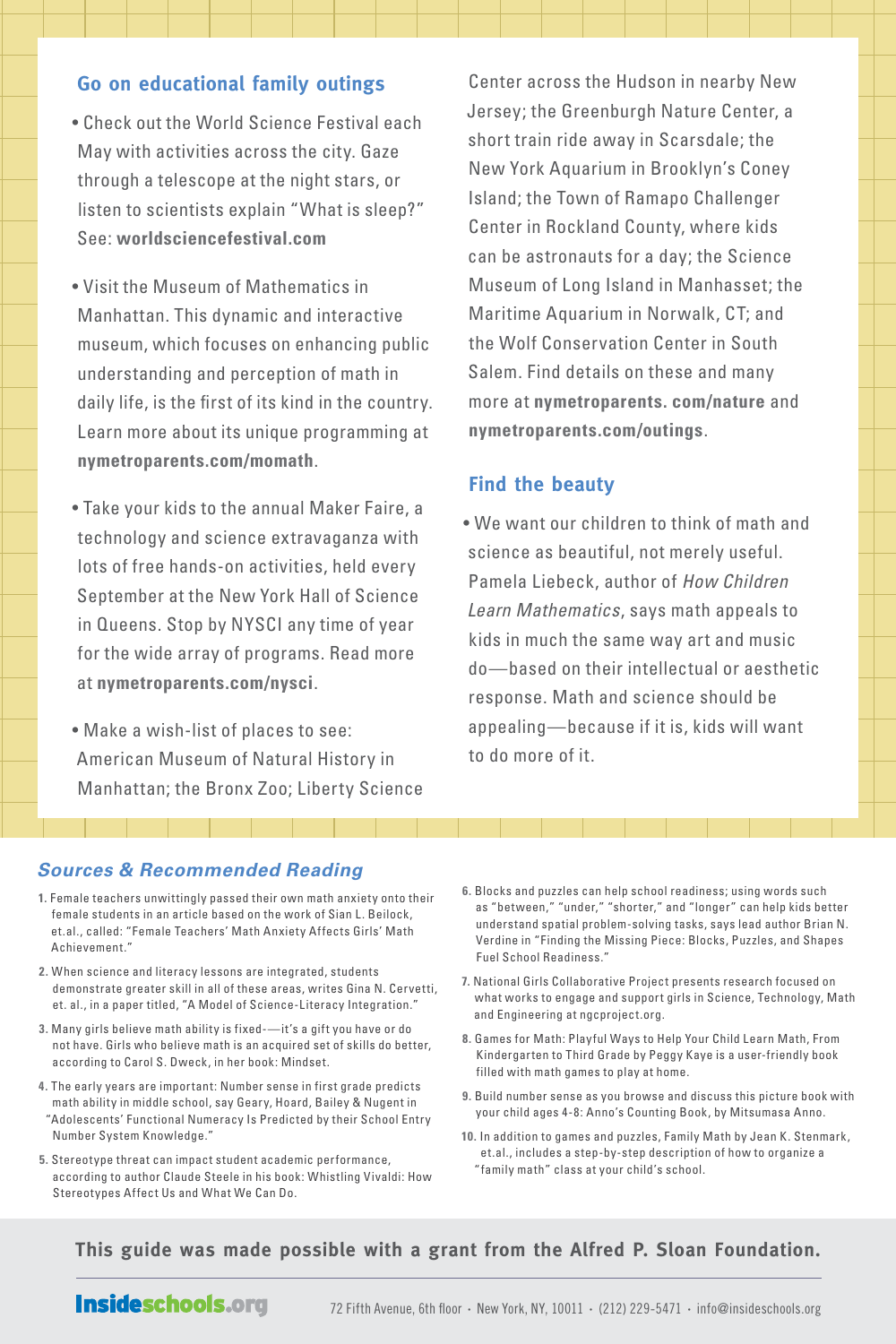## Go on educational family outings

- Check out the World Science Festival each May with activities across the city. Gaze through a telescope at the night stars, or listen to scientists explain "What is sleep?" See: **worldsciencefestival.com**

- Visit the Museum of Mathematics in Manhattan. This dynamic and interactive museum, which focuses on enhancing public understanding and perception of math in daily life, is the first of its kind in the country. Learn more about its unique programming at **nymetroparents.com/momath**.

- Take your kids to the annual Maker Faire, a technology and science extravaganza with lots of free hands-on activities, held every September at the New York Hall of Science in Queens. Stop by NYSCI any time of year for the wide array of programs. Read more at **nymetroparents.com/nysci**.

- Make a wish-list of places to see: American Museum of Natural History in Manhattan; the Bronx Zoo; Liberty Science Center across the Hudson in nearby New Jersey; the Greenburgh Nature Center, a short train ride away in Scarsdale; the New York Aquarium in Brooklyn's Coney Island; the Town of Ramapo Challenger Center in Rockland County, where kids can be astronauts for a day; the Science Museum of Long Island in Manhasset; the Maritime Aquarium in Norwalk, CT; and the Wolf Conservation Center in South Salem. Find details on these and many more at **nymetroparents. com/nature** and **nymetroparents.com/outings**.

## Find the beauty

- We want our children to think of math and science as beautiful, not merely useful. Pamela Liebeck, author of *How Children Learn Mathematics*, says math appeals to kids in much the same way art and music do—based on their intellectual or aesthetic response. Math and science should be appealing—because if it is, kids will want to do more of it.

## *Sources & Recommended Reading*

1. Female teachers unwittingly passed their own math anxiety onto their female students in an article based on the work of Sian L. Beilock, et.al., called: "Female Teachers' Math Anxiety Affects Girls' Math Achievement."
2. When science and literacy lessons are integrated, students demonstrate greater skill in all of these areas, writes Gina N. Cervetti, et. al., in a paper titled, "A Model of Science-Literacy Integration."
3. Many girls believe math ability is fixed-—it's a gift you have or do not have. Girls who believe math is an acquired set of skills do better, according to Carol S. Dweck, in her book: Mindset.
4. The early years are important: Number sense in first grade predicts math ability in middle school, say Geary, Hoard, Bailey & Nugent in "Adolescents' Functional Numeracy Is Predicted by their School Entry Number System Knowledge."
5. Stereotype threat can impact student academic performance, according to author Claude Steele in his book: Whistling Vivaldi: How Stereotypes Affect Us and What We Can Do.
6. Blocks and puzzles can help school readiness; using words such as "between," "under," "shorter," and "longer" can help kids better understand spatial problem-solving tasks, says lead author Brian N. Verdine in "Finding the Missing Piece: Blocks, Puzzles, and Shapes Fuel School Readiness."
7. National Girls Collaborative Project presents research focused on what works to engage and support girls in Science, Technology, Math and Engineering at ngcproject.org.
8. Games for Math: Playful Ways to Help Your Child Learn Math, From Kindergarten to Third Grade by Peggy Kaye is a user-friendly book filled with math games to play at home.
9. Build number sense as you browse and discuss this picture book with your child ages 4-8: Anno's Counting Book, by Mitsumasa Anno.
10. In addition to games and puzzles, Family Math by Jean K. Stenmark, et.al., includes a step-by-step description of how to organize a "family math" class at your child's school.

**This guide was made possible with a grant from the Alfred P. Sloan Foundation.**

**Insideschools.org** 72 Fifth Avenue, 6th floor • New York, NY, 10011 • (212) 229-5471 • info@insideschools.org